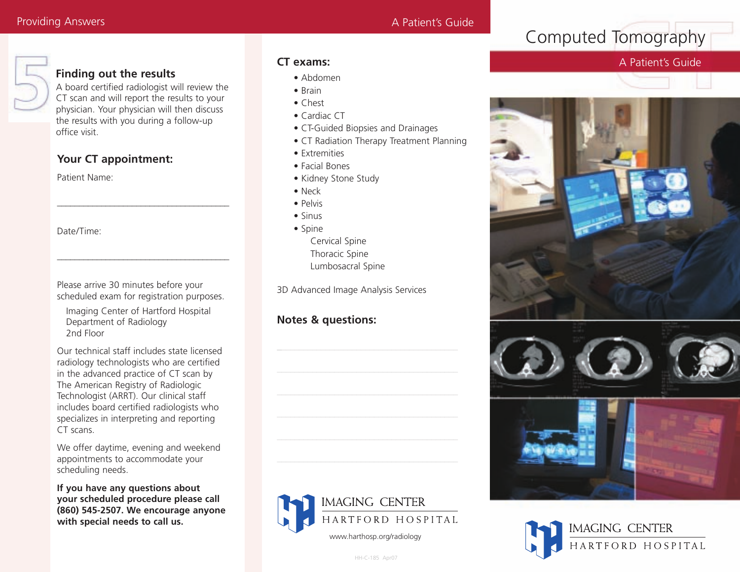Providing Answers

## 5 Finding out the results

A board certified radiologist will review the CT scan and will report the results to your physician. Your physician will then discuss the results with you during a follow-up office visit.

## Your CT appointment:

Patient Name:

_______________________________________

Date/Time:

_______________________________________

Please arrive 30 minutes before your scheduled exam for registration purposes.

Imaging Center of Hartford Hospital
Department of Radiology
2nd Floor

Our technical staff includes state licensed radiology technologists who are certified in the advanced practice of CT scan by The American Registry of Radiologic Technologist (ARRT). Our clinical staff includes board certified radiologists who specializes in interpreting and reporting CT scans.

We offer daytime, evening and weekend appointments to accommodate your scheduling needs.

**If you have any questions about your scheduled procedure please call (860) 545-2507. We encourage anyone with special needs to call us.**

A Patient's Guide

## CT exams:

- Abdomen
- Brain
- Chest
- Cardiac CT
- CT-Guided Biopsies and Drainages
- CT Radiation Therapy Treatment Planning
- Extremities
- Facial Bones
- Kidney Stone Study
- Neck
- Pelvis
- Sinus
- Spine
  - Cervical Spine
  - Thoracic Spine
  - Lumbosacral Spine

3D Advanced Image Analysis Services

## Notes & questions:

IMAGING CENTER
HARTFORD HOSPITAL

www.harthosp.org/radiology

HH-C-185 Apr07

# Computed Tomography

A Patient's Guide

IMAGING CENTER
HARTFORD HOSPITAL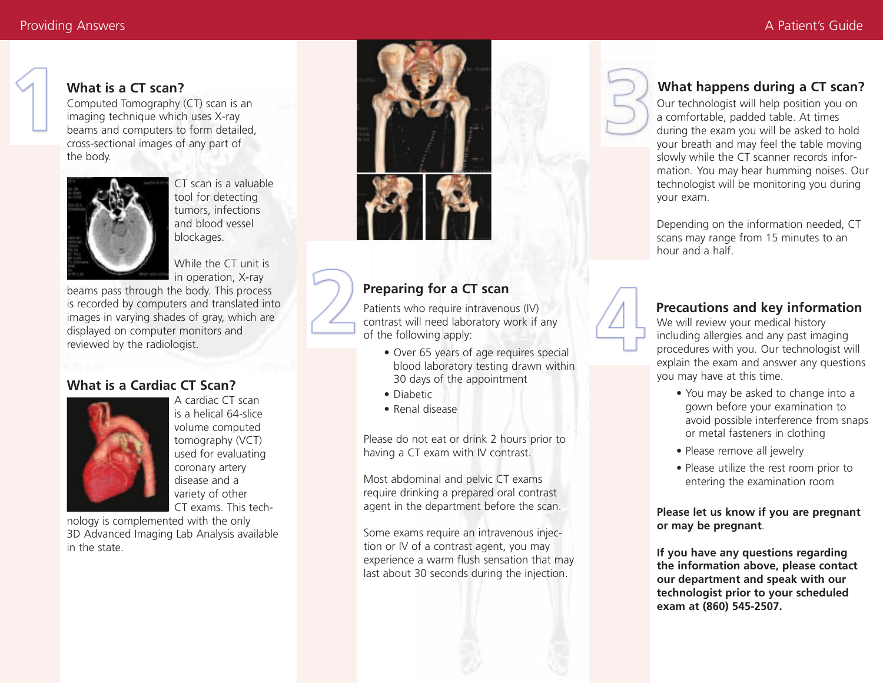## 1 What is a CT scan?

Computed Tomography (CT) scan is an imaging technique which uses X-ray beams and computers to form detailed, cross-sectional images of any part of the body.

CT scan is a valuable tool for detecting tumors, infections and blood vessel blockages.

While the CT unit is in operation, X-ray beams pass through the body. This process is recorded by computers and translated into images in varying shades of gray, which are displayed on computer monitors and reviewed by the radiologist.

### What is a Cardiac CT Scan?

A cardiac CT scan is a helical 64-slice volume computed tomography (VCT) used for evaluating coronary artery disease and a variety of other CT exams. This technology is complemented with the only 3D Advanced Imaging Lab Analysis available in the state.

## 2 Preparing for a CT scan

Patients who require intravenous (IV) contrast will need laboratory work if any of the following apply:

- Over 65 years of age requires special blood laboratory testing drawn within 30 days of the appointment
- Diabetic
- Renal disease

Please do not eat or drink 2 hours prior to having a CT exam with IV contrast.

Most abdominal and pelvic CT exams require drinking a prepared oral contrast agent in the department before the scan.

Some exams require an intravenous injection or IV of a contrast agent, you may experience a warm flush sensation that may last about 30 seconds during the injection.

## 3 What happens during a CT scan?

Our technologist will help position you on a comfortable, padded table. At times during the exam you will be asked to hold your breath and may feel the table moving slowly while the CT scanner records information. You may hear humming noises. Our technologist will be monitoring you during your exam.

Depending on the information needed, CT scans may range from 15 minutes to an hour and a half.

## 4 Precautions and key information

We will review your medical history including allergies and any past imaging procedures with you. Our technologist will explain the exam and answer any questions you may have at this time.

- You may be asked to change into a gown before your examination to avoid possible interference from snaps or metal fasteners in clothing
- Please remove all jewelry
- Please utilize the rest room prior to entering the examination room

**Please let us know if you are pregnant or may be pregnant**.

**If you have any questions regarding the information above, please contact our department and speak with our technologist prior to your scheduled exam at (860) 545-2507.**